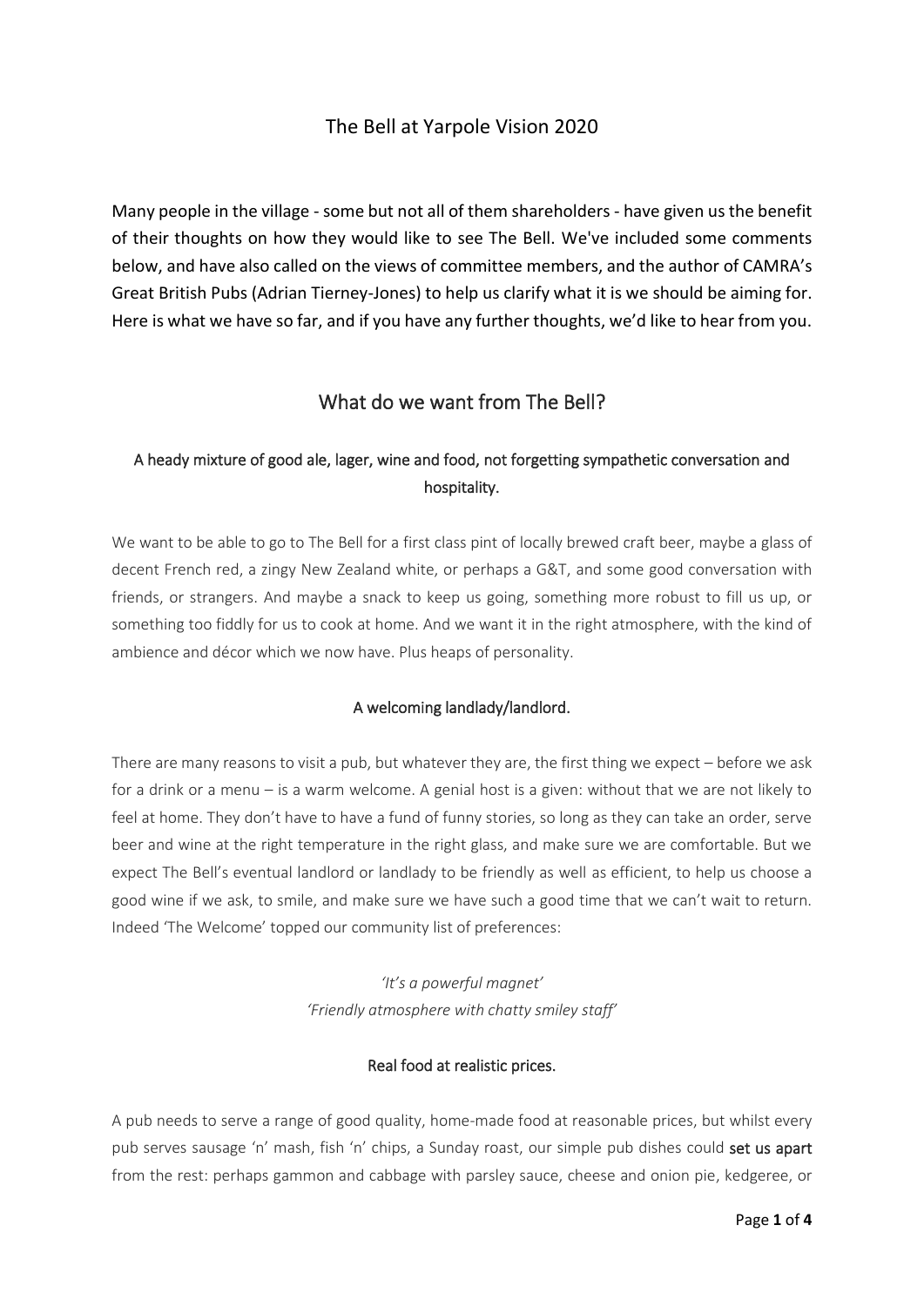# The Bell at Yarpole Vision 2020

Many people in the village - some but not all of them shareholders - have given us the benefit of their thoughts on how they would like to see The Bell. We've included some comments below, and have also called on the views of committee members, and the author of CAMRA's Great British Pubs (Adrian Tierney-Jones) to help us clarify what it is we should be aiming for. Here is what we have so far, and if you have any further thoughts, we'd like to hear from you.

## What do we want from The Bell?

### A heady mixture of good ale, lager, wine and food, not forgetting sympathetic conversation and hospitality.

We want to be able to go to The Bell for a first class pint of locally brewed craft beer, maybe a glass of decent French red, a zingy New Zealand white, or perhaps a G&T, and some good conversation with friends, or strangers. And maybe a snack to keep us going, something more robust to fill us up, or something too fiddly for us to cook at home. And we want it in the right atmosphere, with the kind of ambience and décor which we now have. Plus heaps of personality.

### A welcoming landlady/landlord.

There are many reasons to visit a pub, but whatever they are, the first thing we expect – before we ask for a drink or a menu – is a warm welcome. A genial host is a given: without that we are not likely to feel at home. They don't have to have a fund of funny stories, so long as they can take an order, serve beer and wine at the right temperature in the right glass, and make sure we are comfortable. But we expect The Bell's eventual landlord or landlady to be friendly as well as efficient, to help us choose a good wine if we ask, to smile, and make sure we have such a good time that we can't wait to return. Indeed 'The Welcome' topped our community list of preferences:

*'It's a powerful magnet'*
*'Friendly atmosphere with chatty smiley staff'*

### Real food at realistic prices.

A pub needs to serve a range of good quality, home-made food at reasonable prices, but whilst every pub serves sausage 'n' mash, fish 'n' chips, a Sunday roast, our simple pub dishes could **set us apart** from the rest: perhaps gammon and cabbage with parsley sauce, cheese and onion pie, kedgeree, or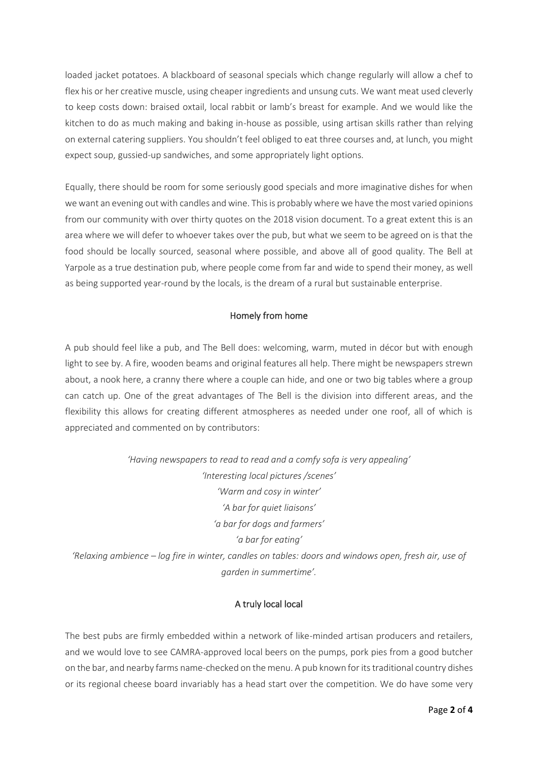loaded jacket potatoes. A blackboard of seasonal specials which change regularly will allow a chef to flex his or her creative muscle, using cheaper ingredients and unsung cuts. We want meat used cleverly to keep costs down: braised oxtail, local rabbit or lamb's breast for example. And we would like the kitchen to do as much making and baking in-house as possible, using artisan skills rather than relying on external catering suppliers. You shouldn't feel obliged to eat three courses and, at lunch, you might expect soup, gussied-up sandwiches, and some appropriately light options.

Equally, there should be room for some seriously good specials and more imaginative dishes for when we want an evening out with candles and wine. This is probably where we have the most varied opinions from our community with over thirty quotes on the 2018 vision document. To a great extent this is an area where we will defer to whoever takes over the pub, but what we seem to be agreed on is that the food should be locally sourced, seasonal where possible, and above all of good quality. The Bell at Yarpole as a true destination pub, where people come from far and wide to spend their money, as well as being supported year-round by the locals, is the dream of a rural but sustainable enterprise.

## Homely from home

A pub should feel like a pub, and The Bell does: welcoming, warm, muted in décor but with enough light to see by. A fire, wooden beams and original features all help. There might be newspapers strewn about, a nook here, a cranny there where a couple can hide, and one or two big tables where a group can catch up. One of the great advantages of The Bell is the division into different areas, and the flexibility this allows for creating different atmospheres as needed under one roof, all of which is appreciated and commented on by contributors:

*'Having newspapers to read to read and a comfy sofa is very appealing'*
*'Interesting local pictures /scenes'*
*'Warm and cosy in winter'*
*'A bar for quiet liaisons'*
*'a bar for dogs and farmers'*
*'a bar for eating'*
*'Relaxing ambience – log fire in winter, candles on tables: doors and windows open, fresh air, use of garden in summertime'.*

## A truly local local

The best pubs are firmly embedded within a network of like-minded artisan producers and retailers, and we would love to see CAMRA-approved local beers on the pumps, pork pies from a good butcher on the bar, and nearby farms name-checked on the menu. A pub known for its traditional country dishes or its regional cheese board invariably has a head start over the competition. We do have some very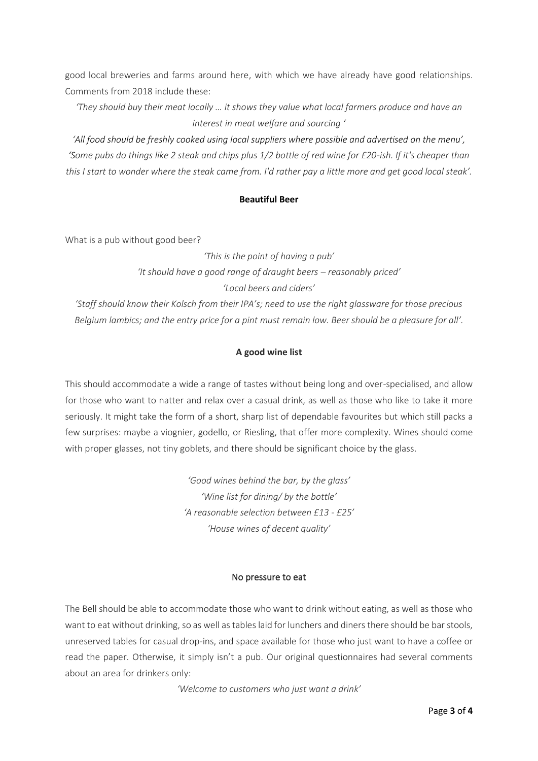good local breweries and farms around here, with which we have already have good relationships. Comments from 2018 include these:

*'They should buy their meat locally … it shows they value what local farmers produce and have an interest in meat welfare and sourcing '*

*'All food should be freshly cooked using local suppliers where possible and advertised on the menu', 'Some pubs do things like 2 steak and chips plus 1/2 bottle of red wine for £20-ish. If it's cheaper than this I start to wonder where the steak came from. I'd rather pay a little more and get good local steak'.*

**Beautiful Beer**

What is a pub without good beer?

*'This is the point of having a pub'*

*'It should have a good range of draught beers – reasonably priced'*

*'Local beers and ciders'*

*'Staff should know their Kolsch from their IPA's; need to use the right glassware for those precious Belgium lambics; and the entry price for a pint must remain low. Beer should be a pleasure for all'.*

**A good wine list**

This should accommodate a wide a range of tastes without being long and over-specialised, and allow for those who want to natter and relax over a casual drink, as well as those who like to take it more seriously. It might take the form of a short, sharp list of dependable favourites but which still packs a few surprises: maybe a viognier, godello, or Riesling, that offer more complexity. Wines should come with proper glasses, not tiny goblets, and there should be significant choice by the glass.

*'Good wines behind the bar, by the glass'*

*'Wine list for dining/ by the bottle'*

*'A reasonable selection between £13 - £25'*

*'House wines of decent quality'*

No pressure to eat

The Bell should be able to accommodate those who want to drink without eating, as well as those who want to eat without drinking, so as well as tables laid for lunchers and diners there should be bar stools, unreserved tables for casual drop-ins, and space available for those who just want to have a coffee or read the paper. Otherwise, it simply isn't a pub. Our original questionnaires had several comments about an area for drinkers only:

*'Welcome to customers who just want a drink'*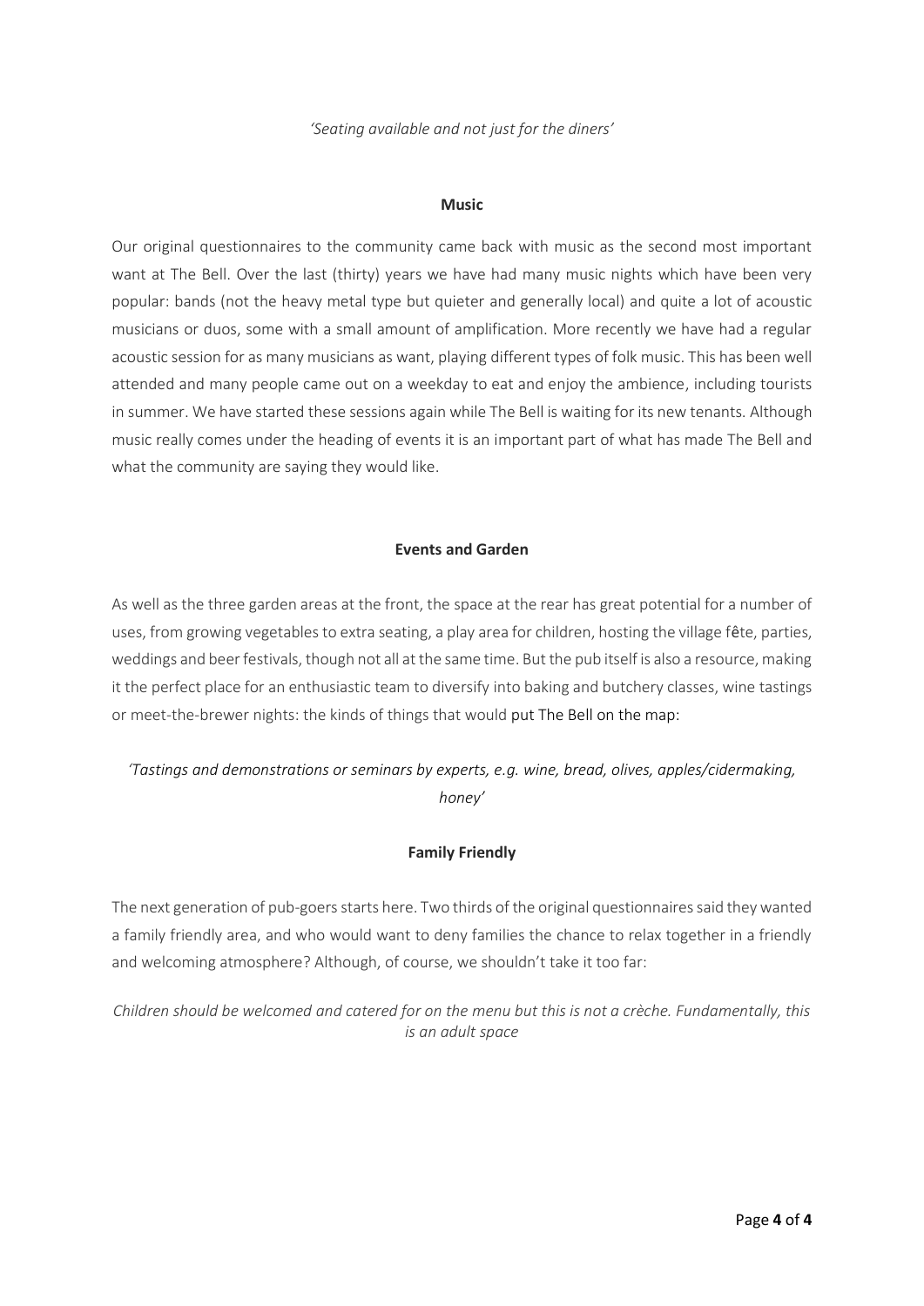*'Seating available and not just for the diners'*

**Music**

Our original questionnaires to the community came back with music as the second most important want at The Bell. Over the last (thirty) years we have had many music nights which have been very popular: bands (not the heavy metal type but quieter and generally local) and quite a lot of acoustic musicians or duos, some with a small amount of amplification. More recently we have had a regular acoustic session for as many musicians as want, playing different types of folk music. This has been well attended and many people came out on a weekday to eat and enjoy the ambience, including tourists in summer. We have started these sessions again while The Bell is waiting for its new tenants. Although music really comes under the heading of events it is an important part of what has made The Bell and what the community are saying they would like.

**Events and Garden**

As well as the three garden areas at the front, the space at the rear has great potential for a number of uses, from growing vegetables to extra seating, a play area for children, hosting the village fête, parties, weddings and beer festivals, though not all at the same time. But the pub itself is also a resource, making it the perfect place for an enthusiastic team to diversify into baking and butchery classes, wine tastings or meet-the-brewer nights: the kinds of things that would put The Bell on the map:

*'Tastings and demonstrations or seminars by experts, e.g. wine, bread, olives, apples/cidermaking, honey'*

**Family Friendly**

The next generation of pub-goers starts here. Two thirds of the original questionnaires said they wanted a family friendly area, and who would want to deny families the chance to relax together in a friendly and welcoming atmosphere? Although, of course, we shouldn't take it too far:

*Children should be welcomed and catered for on the menu but this is not a crèche. Fundamentally, this is an adult space*